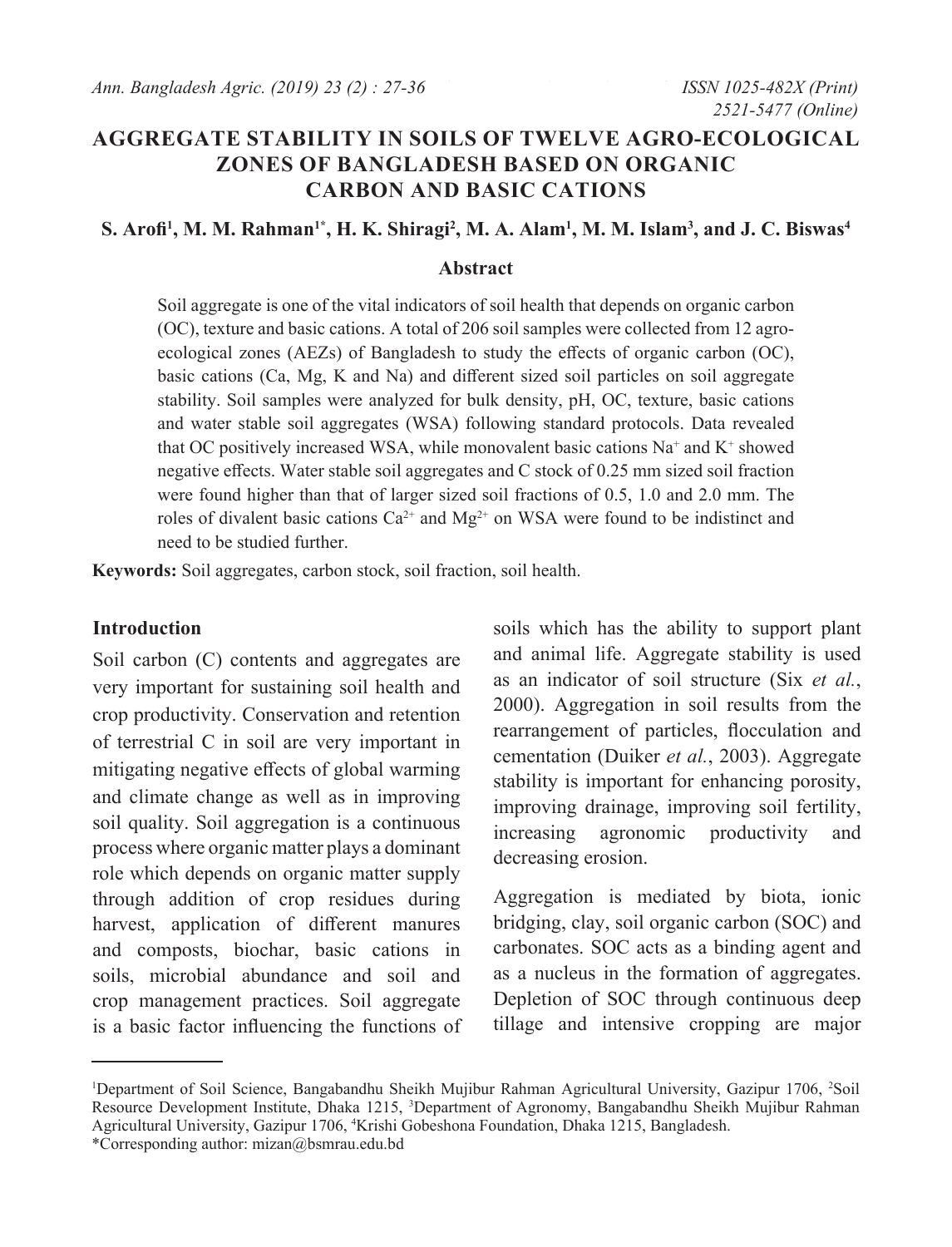# AGGREGATE STABILITY IN SOILS OF TWELVE AGRO-ECOLOGICAL ZONES OF BANGLADESH BASED ON ORGANIC CARBON AND BASIC CATIONS

**S. Arofi[1], M. M. Rahman[1*], H. K. Shiragi[2], M. A. Alam[1], M. M. Islam[3], and J. C. Biswas[4]**

## Abstract

Soil aggregate is one of the vital indicators of soil health that depends on organic carbon (OC), texture and basic cations. A total of 206 soil samples were collected from 12 agro-ecological zones (AEZs) of Bangladesh to study the effects of organic carbon (OC), basic cations (Ca, Mg, K and Na) and different sized soil particles on soil aggregate stability. Soil samples were analyzed for bulk density, pH, OC, texture, basic cations and water stable soil aggregates (WSA) following standard protocols. Data revealed that OC positively increased WSA, while monovalent basic cations $Na^+$ and $K^+$ showed negative effects. Water stable soil aggregates and C stock of 0.25 mm sized soil fraction were found higher than that of larger sized soil fractions of 0.5, 1.0 and 2.0 mm. The roles of divalent basic cations $Ca^{2+}$ and $Mg^{2+}$ on WSA were found to be indistinct and need to be studied further.

**Keywords:** Soil aggregates, carbon stock, soil fraction, soil health.

## Introduction

Soil carbon (C) contents and aggregates are very important for sustaining soil health and crop productivity. Conservation and retention of terrestrial C in soil are very important in mitigating negative effects of global warming and climate change as well as in improving soil quality. Soil aggregation is a continuous process where organic matter plays a dominant role which depends on organic matter supply through addition of crop residues during harvest, application of different manures and composts, biochar, basic cations in soils, microbial abundance and soil and crop management practices. Soil aggregate is a basic factor influencing the functions of soils which has the ability to support plant and animal life. Aggregate stability is used as an indicator of soil structure (Six *et al.*, 2000). Aggregation in soil results from the rearrangement of particles, flocculation and cementation (Duiker *et al.*, 2003). Aggregate stability is important for enhancing porosity, improving drainage, improving soil fertility, increasing agronomic productivity and decreasing erosion.

Aggregation is mediated by biota, ionic bridging, clay, soil organic carbon (SOC) and carbonates. SOC acts as a binding agent and as a nucleus in the formation of aggregates. Depletion of SOC through continuous deep tillage and intensive cropping are major

---

[1]Department of Soil Science, Bangabandhu Sheikh Mujibur Rahman Agricultural University, Gazipur 1706, [2]Soil Resource Development Institute, Dhaka 1215, [3]Department of Agronomy, Bangabandhu Sheikh Mujibur Rahman Agricultural University, Gazipur 1706, [4]Krishi Gobeshona Foundation, Dhaka 1215, Bangladesh.
*Corresponding author: mizan@bsmrau.edu.bd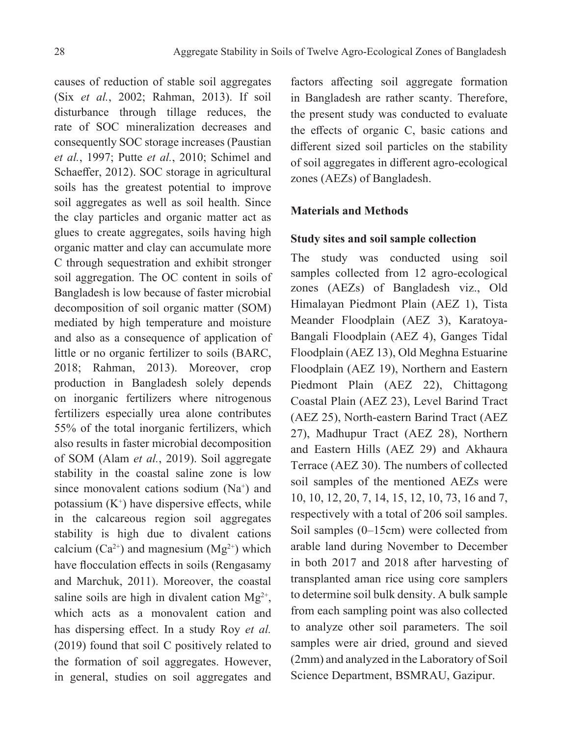causes of reduction of stable soil aggregates (Six *et al.*, 2002; Rahman, 2013). If soil disturbance through tillage reduces, the rate of SOC mineralization decreases and consequently SOC storage increases (Paustian *et al.*, 1997; Putte *et al.*, 2010; Schimel and Schaeffer, 2012). SOC storage in agricultural soils has the greatest potential to improve soil aggregates as well as soil health. Since the clay particles and organic matter act as glues to create aggregates, soils having high organic matter and clay can accumulate more C through sequestration and exhibit stronger soil aggregation. The OC content in soils of Bangladesh is low because of faster microbial decomposition of soil organic matter (SOM) mediated by high temperature and moisture and also as a consequence of application of little or no organic fertilizer to soils (BARC, 2018; Rahman, 2013). Moreover, crop production in Bangladesh solely depends on inorganic fertilizers where nitrogenous fertilizers especially urea alone contributes 55% of the total inorganic fertilizers, which also results in faster microbial decomposition of SOM (Alam *et al.*, 2019). Soil aggregate stability in the coastal saline zone is low since monovalent cations sodium ($Na^+$) and potassium ($K^+$) have dispersive effects, while in the calcareous region soil aggregates stability is high due to divalent cations calcium ($Ca^{2+}$) and magnesium ($Mg^{2+}$) which have flocculation effects in soils (Rengasamy and Marchuk, 2011). Moreover, the coastal saline soils are high in divalent cation $Mg^{2+}$, which acts as a monovalent cation and has dispersing effect. In a study Roy *et al.* (2019) found that soil C positively related to the formation of soil aggregates. However, in general, studies on soil aggregates and factors affecting soil aggregate formation in Bangladesh are rather scanty. Therefore, the present study was conducted to evaluate the effects of organic C, basic cations and different sized soil particles on the stability of soil aggregates in different agro-ecological zones (AEZs) of Bangladesh.

## Materials and Methods

### Study sites and soil sample collection

The study was conducted using soil samples collected from 12 agro-ecological zones (AEZs) of Bangladesh viz., Old Himalayan Piedmont Plain (AEZ 1), Tista Meander Floodplain (AEZ 3), Karatoya-Bangali Floodplain (AEZ 4), Ganges Tidal Floodplain (AEZ 13), Old Meghna Estuarine Floodplain (AEZ 19), Northern and Eastern Piedmont Plain (AEZ 22), Chittagong Coastal Plain (AEZ 23), Level Barind Tract (AEZ 25), North-eastern Barind Tract (AEZ 27), Madhupur Tract (AEZ 28), Northern and Eastern Hills (AEZ 29) and Akhaura Terrace (AEZ 30). The numbers of collected soil samples of the mentioned AEZs were 10, 10, 12, 20, 7, 14, 15, 12, 10, 73, 16 and 7, respectively with a total of 206 soil samples. Soil samples (0–15cm) were collected from arable land during November to December in both 2017 and 2018 after harvesting of transplanted aman rice using core samplers to determine soil bulk density. A bulk sample from each sampling point was also collected to analyze other soil parameters. The soil samples were air dried, ground and sieved (2mm) and analyzed in the Laboratory of Soil Science Department, BSMRAU, Gazipur.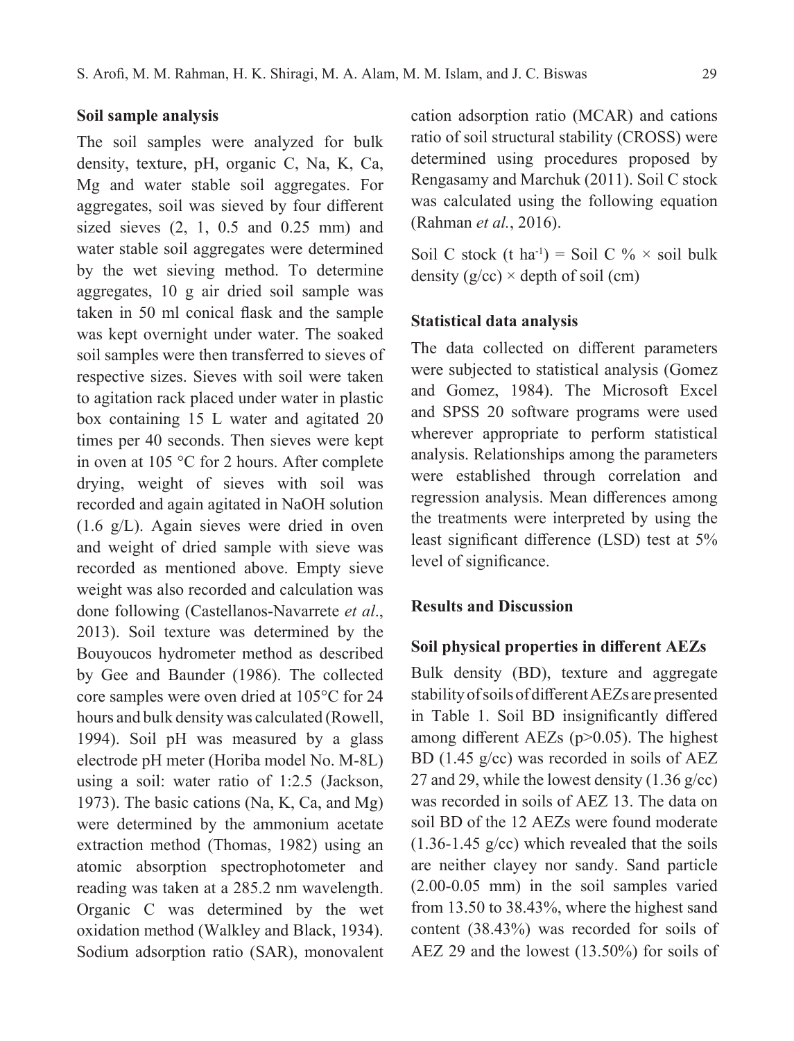### Soil sample analysis

The soil samples were analyzed for bulk density, texture, pH, organic C, Na, K, Ca, Mg and water stable soil aggregates. For aggregates, soil was sieved by four different sized sieves (2, 1, 0.5 and 0.25 mm) and water stable soil aggregates were determined by the wet sieving method. To determine aggregates, 10 g air dried soil sample was taken in 50 ml conical flask and the sample was kept overnight under water. The soaked soil samples were then transferred to sieves of respective sizes. Sieves with soil were taken to agitation rack placed under water in plastic box containing 15 L water and agitated 20 times per 40 seconds. Then sieves were kept in oven at 105 °C for 2 hours. After complete drying, weight of sieves with soil was recorded and again agitated in NaOH solution (1.6 g/L). Again sieves were dried in oven and weight of dried sample with sieve was recorded as mentioned above. Empty sieve weight was also recorded and calculation was done following (Castellanos-Navarrete *et al*., 2013). Soil texture was determined by the Bouyoucos hydrometer method as described by Gee and Baunder (1986). The collected core samples were oven dried at 105°C for 24 hours and bulk density was calculated (Rowell, 1994). Soil pH was measured by a glass electrode pH meter (Horiba model No. M-8L) using a soil: water ratio of 1:2.5 (Jackson, 1973). The basic cations (Na, K, Ca, and Mg) were determined by the ammonium acetate extraction method (Thomas, 1982) using an atomic absorption spectrophotometer and reading was taken at a 285.2 nm wavelength. Organic C was determined by the wet oxidation method (Walkley and Black, 1934). Sodium adsorption ratio (SAR), monovalent cation adsorption ratio (MCAR) and cations ratio of soil structural stability (CROSS) were determined using procedures proposed by Rengasamy and Marchuk (2011). Soil C stock was calculated using the following equation (Rahman *et al.*, 2016).

Soil C stock (t $ha^{-1}$) = Soil C % × soil bulk density (g/cc) × depth of soil (cm)

### Statistical data analysis

The data collected on different parameters were subjected to statistical analysis (Gomez and Gomez, 1984). The Microsoft Excel and SPSS 20 software programs were used wherever appropriate to perform statistical analysis. Relationships among the parameters were established through correlation and regression analysis. Mean differences among the treatments were interpreted by using the least significant difference (LSD) test at 5% level of significance.

## Results and Discussion

### Soil physical properties in different AEZs

Bulk density (BD), texture and aggregate stability of soils of different AEZs are presented in Table 1. Soil BD insignificantly differed among different AEZs ($p>0.05$). The highest BD (1.45 g/cc) was recorded in soils of AEZ 27 and 29, while the lowest density (1.36 g/cc) was recorded in soils of AEZ 13. The data on soil BD of the 12 AEZs were found moderate (1.36-1.45 g/cc) which revealed that the soils are neither clayey nor sandy. Sand particle (2.00-0.05 mm) in the soil samples varied from 13.50 to 38.43%, where the highest sand content (38.43%) was recorded for soils of AEZ 29 and the lowest (13.50%) for soils of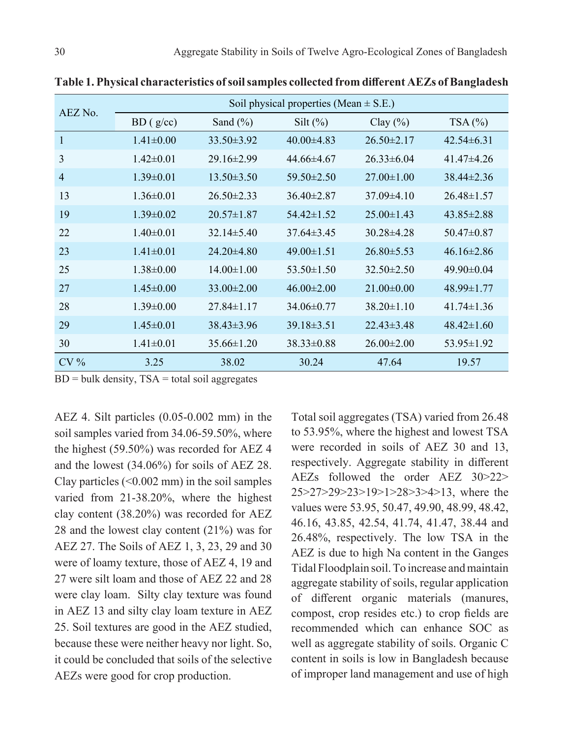**Table 1. Physical characteristics of soil samples collected from different AEZs of Bangladesh**

| AEZ No. | Soil physical properties (Mean ± S.E.) | | | | |
|---|---|---|---|---|---|
| | BD ( g/cc) | Sand (%) | Silt (%) | Clay (%) | TSA (%) |
| 1 | 1.41±0.00 | 33.50±3.92 | 40.00±4.83 | 26.50±2.17 | 42.54±6.31 |
| 3 | 1.42±0.01 | 29.16±2.99 | 44.66±4.67 | 26.33±6.04 | 41.47±4.26 |
| 4 | 1.39±0.01 | 13.50±3.50 | 59.50±2.50 | 27.00±1.00 | 38.44±2.36 |
| 13 | 1.36±0.01 | 26.50±2.33 | 36.40±2.87 | 37.09±4.10 | 26.48±1.57 |
| 19 | 1.39±0.02 | 20.57±1.87 | 54.42±1.52 | 25.00±1.43 | 43.85±2.88 |
| 22 | 1.40±0.01 | 32.14±5.40 | 37.64±3.45 | 30.28±4.28 | 50.47±0.87 |
| 23 | 1.41±0.01 | 24.20±4.80 | 49.00±1.51 | 26.80±5.53 | 46.16±2.86 |
| 25 | 1.38±0.00 | 14.00±1.00 | 53.50±1.50 | 32.50±2.50 | 49.90±0.04 |
| 27 | 1.45±0.00 | 33.00±2.00 | 46.00±2.00 | 21.00±0.00 | 48.99±1.77 |
| 28 | 1.39±0.00 | 27.84±1.17 | 34.06±0.77 | 38.20±1.10 | 41.74±1.36 |
| 29 | 1.45±0.01 | 38.43±3.96 | 39.18±3.51 | 22.43±3.48 | 48.42±1.60 |
| 30 | 1.41±0.01 | 35.66±1.20 | 38.33±0.88 | 26.00±2.00 | 53.95±1.92 |
| CV % | 3.25 | 38.02 | 30.24 | 47.64 | 19.57 |

BD = bulk density, TSA = total soil aggregates

AEZ 4. Silt particles (0.05-0.002 mm) in the soil samples varied from 34.06-59.50%, where the highest (59.50%) was recorded for AEZ 4 and the lowest (34.06%) for soils of AEZ 28. Clay particles (<0.002 mm) in the soil samples varied from 21-38.20%, where the highest clay content (38.20%) was recorded for AEZ 28 and the lowest clay content (21%) was for AEZ 27. The Soils of AEZ 1, 3, 23, 29 and 30 were of loamy texture, those of AEZ 4, 19 and 27 were silt loam and those of AEZ 22 and 28 were clay loam. Silty clay texture was found in AEZ 13 and silty clay loam texture in AEZ 25. Soil textures are good in the AEZ studied, because these were neither heavy nor light. So, it could be concluded that soils of the selective AEZs were good for crop production.

Total soil aggregates (TSA) varied from 26.48 to 53.95%, where the highest and lowest TSA were recorded in soils of AEZ 30 and 13, respectively. Aggregate stability in different AEZs followed the order AEZ 30>22>25>27>29>23>19>1>28>3>4>13, where the values were 53.95, 50.47, 49.90, 48.99, 48.42, 46.16, 43.85, 42.54, 41.74, 41.47, 38.44 and 26.48%, respectively. The low TSA in the AEZ is due to high Na content in the Ganges Tidal Floodplain soil. To increase and maintain aggregate stability of soils, regular application of different organic materials (manures, compost, crop resides etc.) to crop fields are recommended which can enhance SOC as well as aggregate stability of soils. Organic C content in soils is low in Bangladesh because of improper land management and use of high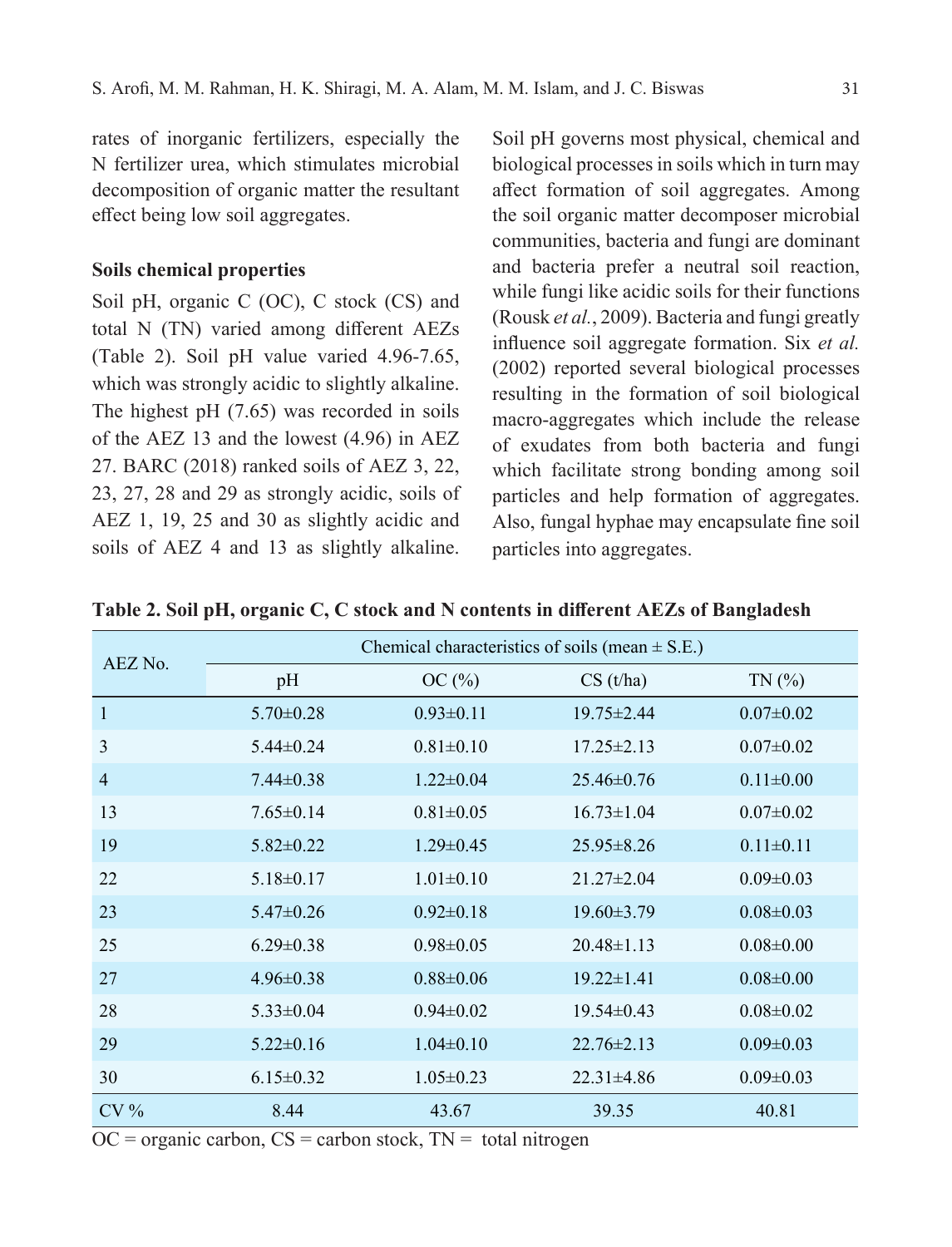rates of inorganic fertilizers, especially the N fertilizer urea, which stimulates microbial decomposition of organic matter the resultant effect being low soil aggregates.

### Soils chemical properties

Soil pH, organic C (OC), C stock (CS) and total N (TN) varied among different AEZs (Table 2). Soil pH value varied 4.96-7.65, which was strongly acidic to slightly alkaline. The highest pH (7.65) was recorded in soils of the AEZ 13 and the lowest (4.96) in AEZ 27. BARC (2018) ranked soils of AEZ 3, 22, 23, 27, 28 and 29 as strongly acidic, soils of AEZ 1, 19, 25 and 30 as slightly acidic and soils of AEZ 4 and 13 as slightly alkaline. Soil pH governs most physical, chemical and biological processes in soils which in turn may affect formation of soil aggregates. Among the soil organic matter decomposer microbial communities, bacteria and fungi are dominant and bacteria prefer a neutral soil reaction, while fungi like acidic soils for their functions (Rousk *et al.*, 2009). Bacteria and fungi greatly influence soil aggregate formation. Six *et al.* (2002) reported several biological processes resulting in the formation of soil biological macro-aggregates which include the release of exudates from both bacteria and fungi which facilitate strong bonding among soil particles and help formation of aggregates. Also, fungal hyphae may encapsulate fine soil particles into aggregates.

**Table 2. Soil pH, organic C, C stock and N contents in different AEZs of Bangladesh**

| AEZ No. | Chemical characteristics of soils (mean ± S.E.) | | | |
|---|---|---|---|---|
| | pH | OC (%) | CS (t/ha) | TN (%) |
| 1 | 5.70±0.28 | 0.93±0.11 | 19.75±2.44 | 0.07±0.02 |
| 3 | 5.44±0.24 | 0.81±0.10 | 17.25±2.13 | 0.07±0.02 |
| 4 | 7.44±0.38 | 1.22±0.04 | 25.46±0.76 | 0.11±0.00 |
| 13 | 7.65±0.14 | 0.81±0.05 | 16.73±1.04 | 0.07±0.02 |
| 19 | 5.82±0.22 | 1.29±0.45 | 25.95±8.26 | 0.11±0.11 |
| 22 | 5.18±0.17 | 1.01±0.10 | 21.27±2.04 | 0.09±0.03 |
| 23 | 5.47±0.26 | 0.92±0.18 | 19.60±3.79 | 0.08±0.03 |
| 25 | 6.29±0.38 | 0.98±0.05 | 20.48±1.13 | 0.08±0.00 |
| 27 | 4.96±0.38 | 0.88±0.06 | 19.22±1.41 | 0.08±0.00 |
| 28 | 5.33±0.04 | 0.94±0.02 | 19.54±0.43 | 0.08±0.02 |
| 29 | 5.22±0.16 | 1.04±0.10 | 22.76±2.13 | 0.09±0.03 |
| 30 | 6.15±0.32 | 1.05±0.23 | 22.31±4.86 | 0.09±0.03 |
| CV % | 8.44 | 43.67 | 39.35 | 40.81 |

OC = organic carbon, CS = carbon stock, TN = total nitrogen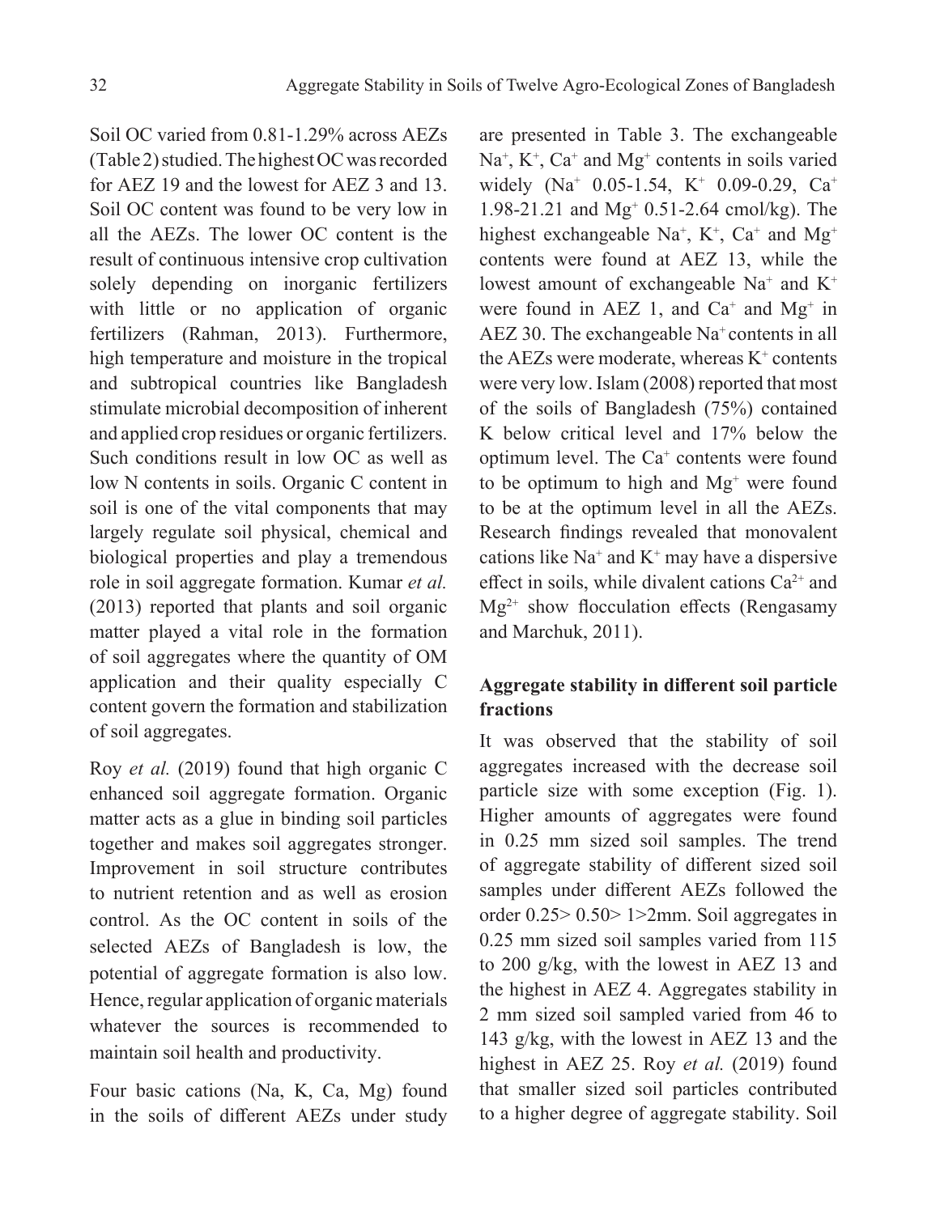Soil OC varied from 0.81-1.29% across AEZs (Table 2) studied. The highest OC was recorded for AEZ 19 and the lowest for AEZ 3 and 13. Soil OC content was found to be very low in all the AEZs. The lower OC content is the result of continuous intensive crop cultivation solely depending on inorganic fertilizers with little or no application of organic fertilizers (Rahman, 2013). Furthermore, high temperature and moisture in the tropical and subtropical countries like Bangladesh stimulate microbial decomposition of inherent and applied crop residues or organic fertilizers. Such conditions result in low OC as well as low N contents in soils. Organic C content in soil is one of the vital components that may largely regulate soil physical, chemical and biological properties and play a tremendous role in soil aggregate formation. Kumar *et al.* (2013) reported that plants and soil organic matter played a vital role in the formation of soil aggregates where the quantity of OM application and their quality especially C content govern the formation and stabilization of soil aggregates.

Roy *et al.* (2019) found that high organic C enhanced soil aggregate formation. Organic matter acts as a glue in binding soil particles together and makes soil aggregates stronger. Improvement in soil structure contributes to nutrient retention and as well as erosion control. As the OC content in soils of the selected AEZs of Bangladesh is low, the potential of aggregate formation is also low. Hence, regular application of organic materials whatever the sources is recommended to maintain soil health and productivity.

Four basic cations (Na, K, Ca, Mg) found in the soils of different AEZs under study are presented in Table 3. The exchangeable $Na^+$, $K^+$, $Ca^+$ and $Mg^+$ contents in soils varied widely ($Na^+$ 0.05-1.54, $K^+$ 0.09-0.29, $Ca^+$ 1.98-21.21 and $Mg^+$ 0.51-2.64 cmol/kg). The highest exchangeable $Na^+$, $K^+$, $Ca^+$ and $Mg^+$ contents were found at AEZ 13, while the lowest amount of exchangeable $Na^+$ and $K^+$ were found in AEZ 1, and $Ca^+$ and $Mg^+$ in AEZ 30. The exchangeable $Na^+$ contents in all the AEZs were moderate, whereas $K^+$ contents were very low. Islam (2008) reported that most of the soils of Bangladesh (75%) contained K below critical level and 17% below the optimum level. The $Ca^+$ contents were found to be optimum to high and $Mg^+$ were found to be at the optimum level in all the AEZs. Research findings revealed that monovalent cations like $Na^+$ and $K^+$ may have a dispersive effect in soils, while divalent cations $Ca^{2+}$ and $Mg^{2+}$ show flocculation effects (Rengasamy and Marchuk, 2011).

### Aggregate stability in different soil particle fractions

It was observed that the stability of soil aggregates increased with the decrease soil particle size with some exception (Fig. 1). Higher amounts of aggregates were found in 0.25 mm sized soil samples. The trend of aggregate stability of different sized soil samples under different AEZs followed the order 0.25> 0.50> 1>2mm. Soil aggregates in 0.25 mm sized soil samples varied from 115 to 200 g/kg, with the lowest in AEZ 13 and the highest in AEZ 4. Aggregates stability in 2 mm sized soil sampled varied from 46 to 143 g/kg, with the lowest in AEZ 13 and the highest in AEZ 25. Roy *et al.* (2019) found that smaller sized soil particles contributed to a higher degree of aggregate stability. Soil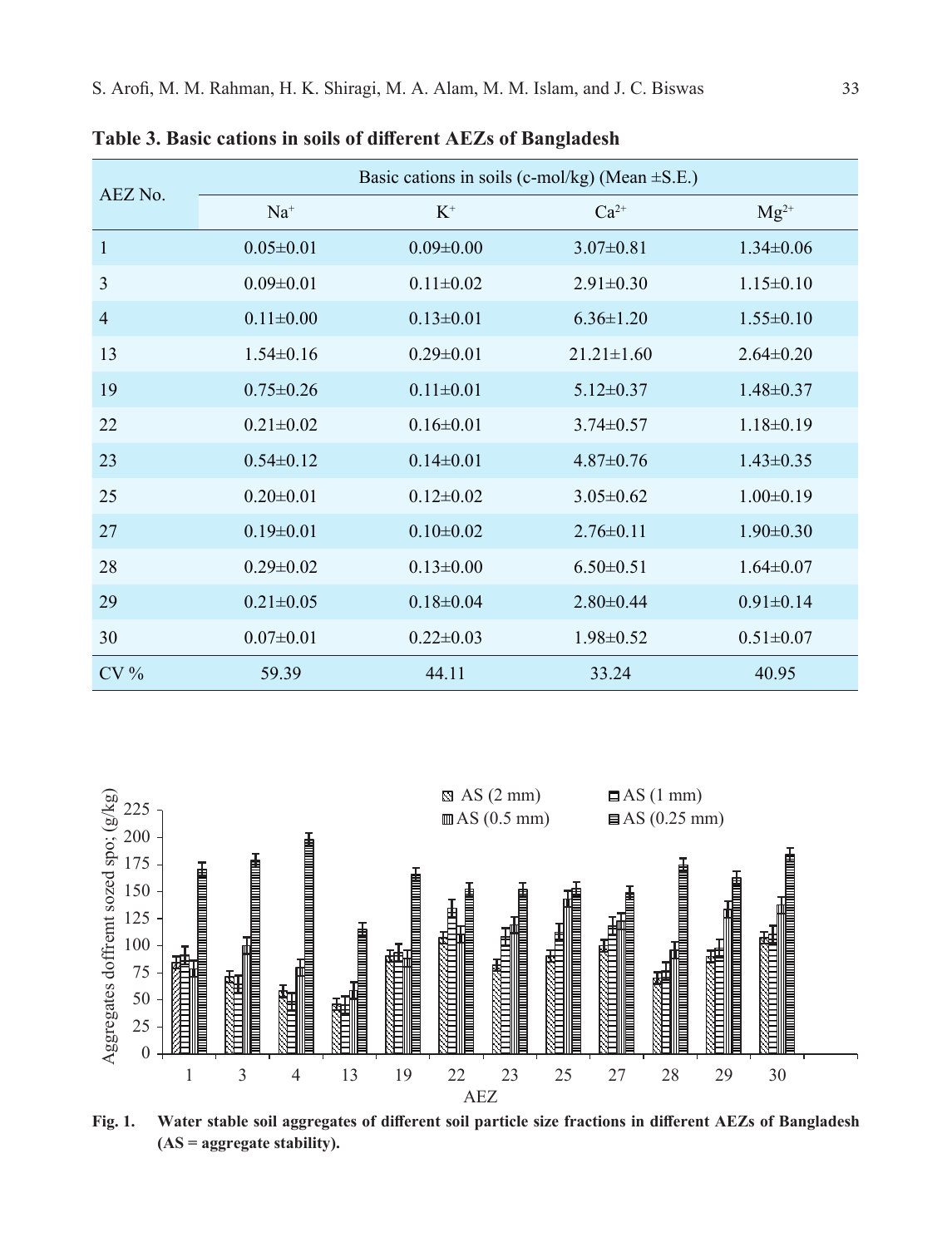**Table 3. Basic cations in soils of different AEZs of Bangladesh**

| AEZ No. | Basic cations in soils (c-mol/kg) (Mean ±S.E.) | | | |
|---|---|---|---|---|
| | $Na^+$ | $K^+$ | $Ca^{2+}$ | $Mg^{2+}$ |
| 1 | 0.05±0.01 | 0.09±0.00 | 3.07±0.81 | 1.34±0.06 |
| 3 | 0.09±0.01 | 0.11±0.02 | 2.91±0.30 | 1.15±0.10 |
| 4 | 0.11±0.00 | 0.13±0.01 | 6.36±1.20 | 1.55±0.10 |
| 13 | 1.54±0.16 | 0.29±0.01 | 21.21±1.60 | 2.64±0.20 |
| 19 | 0.75±0.26 | 0.11±0.01 | 5.12±0.37 | 1.48±0.37 |
| 22 | 0.21±0.02 | 0.16±0.01 | 3.74±0.57 | 1.18±0.19 |
| 23 | 0.54±0.12 | 0.14±0.01 | 4.87±0.76 | 1.43±0.35 |
| 25 | 0.20±0.01 | 0.12±0.02 | 3.05±0.62 | 1.00±0.19 |
| 27 | 0.19±0.01 | 0.10±0.02 | 2.76±0.11 | 1.90±0.30 |
| 28 | 0.29±0.02 | 0.13±0.00 | 6.50±0.51 | 1.64±0.07 |
| 29 | 0.21±0.05 | 0.18±0.04 | 2.80±0.44 | 0.91±0.14 |
| 30 | 0.07±0.01 | 0.22±0.03 | 1.98±0.52 | 0.51±0.07 |
| CV % | 59.39 | 44.11 | 33.24 | 40.95 |

**Fig. 1.** **Water stable soil aggregates of different soil particle size fractions in different AEZs of Bangladesh (AS = aggregate stability).**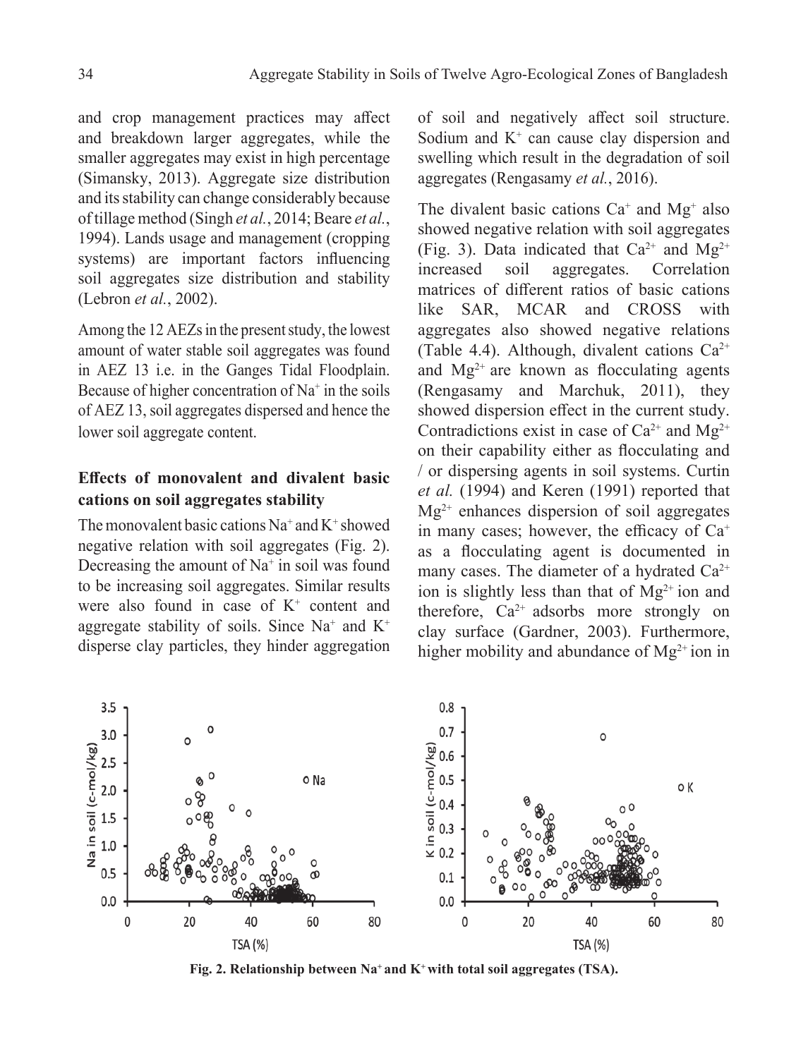and crop management practices may affect and breakdown larger aggregates, while the smaller aggregates may exist in high percentage (Simansky, 2013). Aggregate size distribution and its stability can change considerably because of tillage method (Singh *et al.*, 2014; Beare *et al.*, 1994). Lands usage and management (cropping systems) are important factors influencing soil aggregates size distribution and stability (Lebron *et al.*, 2002).

Among the 12 AEZs in the present study, the lowest amount of water stable soil aggregates was found in AEZ 13 i.e. in the Ganges Tidal Floodplain. Because of higher concentration of $Na^+$ in the soils of AEZ 13, soil aggregates dispersed and hence the lower soil aggregate content.

## Effects of monovalent and divalent basic cations on soil aggregates stability

The monovalent basic cations $Na^+$ and $K^+$ showed negative relation with soil aggregates (Fig. 2). Decreasing the amount of $Na^+$ in soil was found to be increasing soil aggregates. Similar results were also found in case of $K^+$ content and aggregate stability of soils. Since $Na^+$ and $K^+$ disperse clay particles, they hinder aggregation of soil and negatively affect soil structure. Sodium and $K^+$ can cause clay dispersion and swelling which result in the degradation of soil aggregates (Rengasamy *et al.*, 2016).

The divalent basic cations $Ca^+$ and $Mg^+$ also showed negative relation with soil aggregates (Fig. 3). Data indicated that $Ca^{2+}$ and $Mg^{2+}$ increased soil aggregates. Correlation matrices of different ratios of basic cations like SAR, MCAR and CROSS with aggregates also showed negative relations (Table 4.4). Although, divalent cations $Ca^{2+}$ and $Mg^{2+}$ are known as flocculating agents (Rengasamy and Marchuk, 2011), they showed dispersion effect in the current study. Contradictions exist in case of $Ca^{2+}$ and $Mg^{2+}$ on their capability either as flocculating and / or dispersing agents in soil systems. Curtin *et al.* (1994) and Keren (1991) reported that $Mg^{2+}$ enhances dispersion of soil aggregates in many cases; however, the efficacy of $Ca^+$ as a flocculating agent is documented in many cases. The diameter of a hydrated $Ca^{2+}$ ion is slightly less than that of $Mg^{2+}$ ion and therefore, $Ca^{2+}$ adsorbs more strongly on clay surface (Gardner, 2003). Furthermore, higher mobility and abundance of $Mg^{2+}$ ion in

**Fig. 2. Relationship between $Na^+$ and $K^+$ with total soil aggregates (TSA).**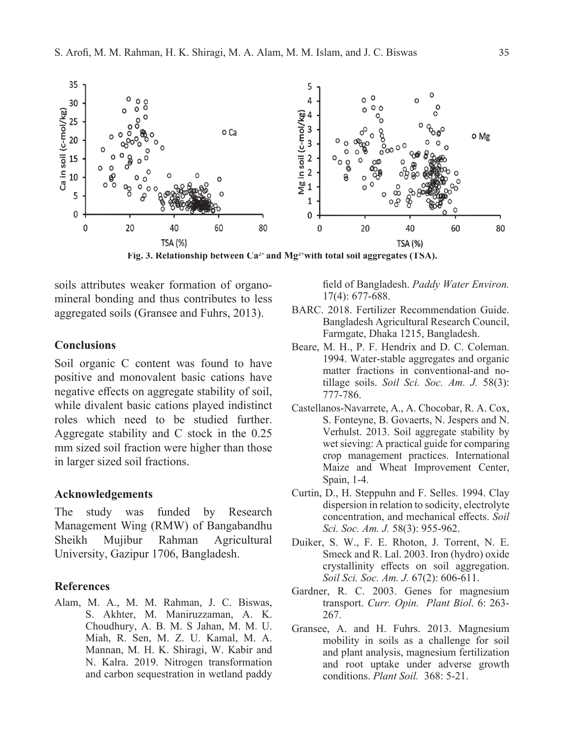Fig. 3. Relationship between $Ca^{2+}$ and $Mg^{2+}$ with total soil aggregates (TSA).

soils attributes weaker formation of organo-mineral bonding and thus contributes to less aggregated soils (Gransee and Fuhrs, 2013).

## Conclusions

Soil organic C content was found to have positive and monovalent basic cations have negative effects on aggregate stability of soil, while divalent basic cations played indistinct roles which need to be studied further. Aggregate stability and C stock in the 0.25 mm sized soil fraction were higher than those in larger sized soil fractions.

## Acknowledgements

The study was funded by Research Management Wing (RMW) of Bangabandhu Sheikh Mujibur Rahman Agricultural University, Gazipur 1706, Bangladesh.

## References

Alam, M. A., M. M. Rahman, J. C. Biswas, S. Akhter, M. Maniruzzaman, A. K. Choudhury, A. B. M. S Jahan, M. M. U. Miah, R. Sen, M. Z. U. Kamal, M. A. Mannan, M. H. K. Shiragi, W. Kabir and N. Kalra. 2019. Nitrogen transformation and carbon sequestration in wetland paddy field of Bangladesh. *Paddy Water Environ.* 17(4): 677-688.

BARC. 2018. Fertilizer Recommendation Guide. Bangladesh Agricultural Research Council, Farmgate, Dhaka 1215, Bangladesh.

Beare, M. H., P. F. Hendrix and D. C. Coleman. 1994. Water-stable aggregates and organic matter fractions in conventional-and no-tillage soils. *Soil Sci. Soc. Am. J.* 58(3): 777-786.

Castellanos-Navarrete, A., A. Chocobar, R. A. Cox, S. Fonteyne, B. Govaerts, N. Jespers and N. Verhulst. 2013. Soil aggregate stability by wet sieving: A practical guide for comparing crop management practices. International Maize and Wheat Improvement Center, Spain, 1-4.

Curtin, D., H. Steppuhn and F. Selles. 1994. Clay dispersion in relation to sodicity, electrolyte concentration, and mechanical effects. *Soil Sci. Soc. Am. J.* 58(3): 955-962.

Duiker, S. W., F. E. Rhoton, J. Torrent, N. E. Smeck and R. Lal. 2003. Iron (hydro) oxide crystallinity effects on soil aggregation. *Soil Sci. Soc. Am. J.* 67(2): 606-611.

Gardner, R. C. 2003. Genes for magnesium transport. *Curr. Opin. Plant Biol*. 6: 263-267.

Gransee, A. and H. Fuhrs. 2013. Magnesium mobility in soils as a challenge for soil and plant analysis, magnesium fertilization and root uptake under adverse growth conditions. *Plant Soil.* 368: 5-21.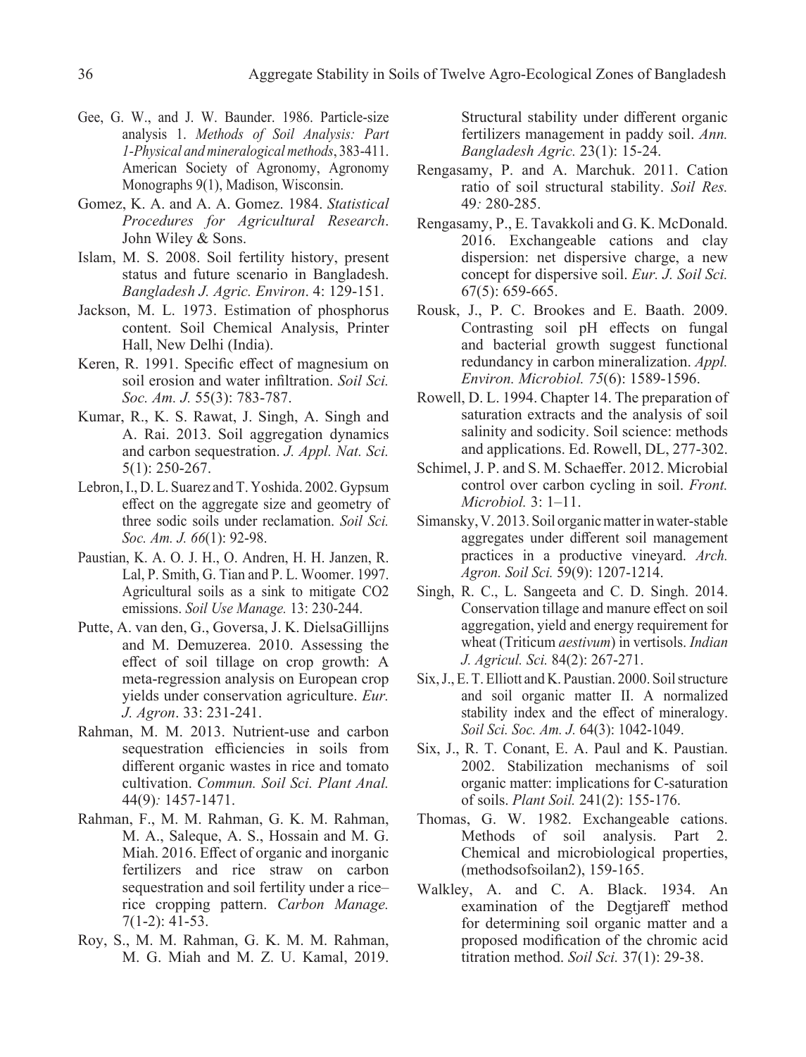Gee, G. W., and J. W. Baunder. 1986. Particle-size analysis 1. *Methods of Soil Analysis: Part 1-Physical and mineralogical methods*, 383-411. American Society of Agronomy, Agronomy Monographs 9(1), Madison, Wisconsin.

Gomez, K. A. and A. A. Gomez. 1984. *Statistical Procedures for Agricultural Research*. John Wiley & Sons.

Islam, M. S. 2008. Soil fertility history, present status and future scenario in Bangladesh. *Bangladesh J. Agric. Environ*. 4: 129-151.

Jackson, M. L. 1973. Estimation of phosphorus content. Soil Chemical Analysis, Printer Hall, New Delhi (India).

Keren, R. 1991. Specific effect of magnesium on soil erosion and water infiltration. *Soil Sci. Soc. Am. J.* 55(3): 783-787.

Kumar, R., K. S. Rawat, J. Singh, A. Singh and A. Rai. 2013. Soil aggregation dynamics and carbon sequestration. *J. Appl. Nat. Sci.* 5(1): 250-267.

Lebron, I., D. L. Suarez and T. Yoshida. 2002. Gypsum effect on the aggregate size and geometry of three sodic soils under reclamation. *Soil Sci. Soc. Am. J. 66*(1): 92-98.

Paustian, K. A. O. J. H., O. Andren, H. H. Janzen, R. Lal, P. Smith, G. Tian and P. L. Woomer. 1997. Agricultural soils as a sink to mitigate CO2 emissions. *Soil Use Manage.* 13: 230-244.

Putte, A. van den, G., Goversa, J. K. DielsaGillijns and M. Demuzerea. 2010. Assessing the effect of soil tillage on crop growth: A meta-regression analysis on European crop yields under conservation agriculture. *Eur. J. Agron*. 33: 231-241.

Rahman, M. M. 2013. Nutrient-use and carbon sequestration efficiencies in soils from different organic wastes in rice and tomato cultivation. *Commun. Soil Sci. Plant Anal.* 44(9)*:* 1457-1471.

Rahman, F., M. M. Rahman, G. K. M. Rahman, M. A., Saleque, A. S., Hossain and M. G. Miah. 2016. Effect of organic and inorganic fertilizers and rice straw on carbon sequestration and soil fertility under a rice–rice cropping pattern. *Carbon Manage.* 7(1-2): 41-53.

Roy, S., M. M. Rahman, G. K. M. M. Rahman, M. G. Miah and M. Z. U. Kamal, 2019. Structural stability under different organic fertilizers management in paddy soil. *Ann. Bangladesh Agric.* 23(1): 15-24.

Rengasamy, P. and A. Marchuk. 2011. Cation ratio of soil structural stability. *Soil Res.* 49*:* 280-285.

Rengasamy, P., E. Tavakkoli and G. K. McDonald. 2016. Exchangeable cations and clay dispersion: net dispersive charge, a new concept for dispersive soil. *Eur. J. Soil Sci.* 67(5): 659-665.

Rousk, J., P. C. Brookes and E. Baath. 2009. Contrasting soil pH effects on fungal and bacterial growth suggest functional redundancy in carbon mineralization. *Appl. Environ. Microbiol. 75*(6): 1589-1596.

Rowell, D. L. 1994. Chapter 14. The preparation of saturation extracts and the analysis of soil salinity and sodicity. Soil science: methods and applications. Ed. Rowell, DL, 277-302.

Schimel, J. P. and S. M. Schaeffer. 2012. Microbial control over carbon cycling in soil. *Front. Microbiol.* 3: 1–11.

Simansky, V. 2013. Soil organic matter in water-stable aggregates under different soil management practices in a productive vineyard. *Arch. Agron. Soil Sci.* 59(9): 1207-1214.

Singh, R. C., L. Sangeeta and C. D. Singh. 2014. Conservation tillage and manure effect on soil aggregation, yield and energy requirement for wheat (Triticum *aestivum*) in vertisols. *Indian J. Agricul. Sci.* 84(2): 267-271.

Six, J., E. T. Elliott and K. Paustian. 2000. Soil structure and soil organic matter II. A normalized stability index and the effect of mineralogy. *Soil Sci. Soc. Am. J.* 64(3): 1042-1049.

Six, J., R. T. Conant, E. A. Paul and K. Paustian. 2002. Stabilization mechanisms of soil organic matter: implications for C-saturation of soils. *Plant Soil.* 241(2): 155-176.

Thomas, G. W. 1982. Exchangeable cations. Methods of soil analysis. Part 2. Chemical and microbiological properties, (methodsofsoilan2), 159-165.

Walkley, A. and C. A. Black. 1934. An examination of the Degtjareff method for determining soil organic matter and a proposed modification of the chromic acid titration method. *Soil Sci.* 37(1): 29-38.